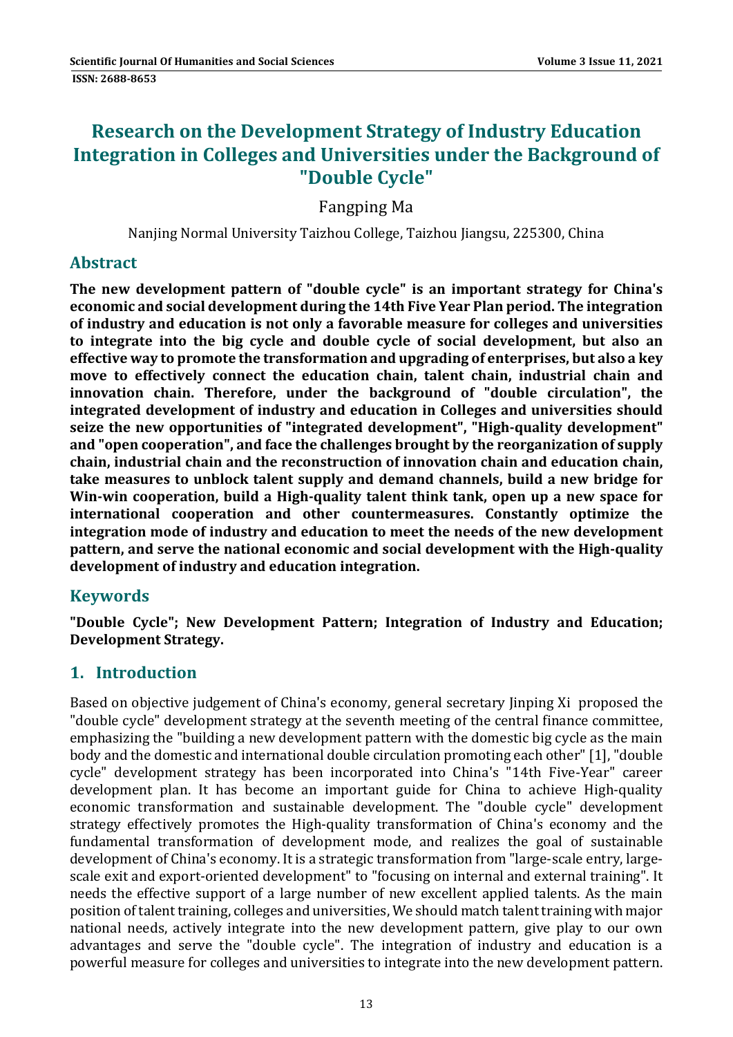# Research on the Development Strategy of Industry Education Integration in Colleges and Universities under the Background of "Double Cycle"

Fangping Ma

Nanjing Normal University Taizhou College, Taizhou Jiangsu, 225300, China

## Abstract

**The new development pattern of "double cycle" is an important strategy for China's economic and social development during the 14th Five Year Plan period. The integration of industry and education is not only a favorable measure for colleges and universities to integrate into the big cycle and double cycle of social development, but also an effective way to promote the transformation and upgrading of enterprises, but also a key move to effectively connect the education chain, talent chain, industrial chain and innovation chain. Therefore, under the background of "double circulation", the integrated development of industry and education in Colleges and universities should seize the new opportunities of "integrated development", "High-quality development" and "open cooperation", and face the challenges brought by the reorganization of supply chain, industrial chain and the reconstruction of innovation chain and education chain, take measures to unblock talent supply and demand channels, build a new bridge for Win-win cooperation, build a High-quality talent think tank, open up a new space for international cooperation and other countermeasures. Constantly optimize the integration mode of industry and education to meet the needs of the new development pattern, and serve the national economic and social development with the High-quality development of industry and education integration.**

## Keywords

**"Double Cycle"; New Development Pattern; Integration of Industry and Education; Development Strategy.**

## 1. Introduction

Based on objective judgement of China's economy, general secretary Jinping Xi proposed the "double cycle" development strategy at the seventh meeting of the central finance committee, emphasizing the "building a new development pattern with the domestic big cycle as the main body and the domestic and international double circulation promoting each other" [1], "double cycle" development strategy has been incorporated into China's "14th Five-Year" career development plan. It has become an important guide for China to achieve High-quality economic transformation and sustainable development. The "double cycle" development strategy effectively promotes the High-quality transformation of China's economy and the fundamental transformation of development mode, and realizes the goal of sustainable development of China's economy. It is a strategic transformation from "large-scale entry, large-scale exit and export-oriented development" to "focusing on internal and external training". It needs the effective support of a large number of new excellent applied talents. As the main position of talent training, colleges and universities, We should match talent training with major national needs, actively integrate into the new development pattern, give play to our own advantages and serve the "double cycle". The integration of industry and education is a powerful measure for colleges and universities to integrate into the new development pattern.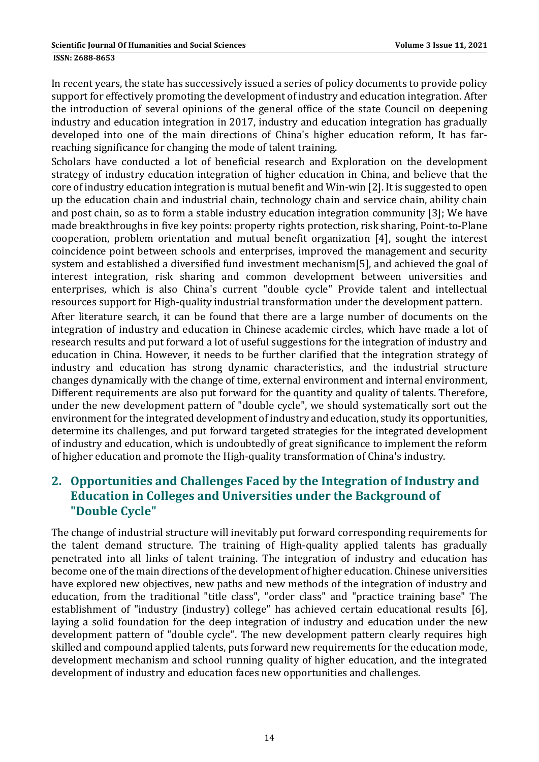In recent years, the state has successively issued a series of policy documents to provide policy support for effectively promoting the development of industry and education integration. After the introduction of several opinions of the general office of the state Council on deepening industry and education integration in 2017, industry and education integration has gradually developed into one of the main directions of China's higher education reform, It has far-reaching significance for changing the mode of talent training.

Scholars have conducted a lot of beneficial research and Exploration on the development strategy of industry education integration of higher education in China, and believe that the core of industry education integration is mutual benefit and Win-win [2]. It is suggested to open up the education chain and industrial chain, technology chain and service chain, ability chain and post chain, so as to form a stable industry education integration community [3]; We have made breakthroughs in five key points: property rights protection, risk sharing, Point-to-Plane cooperation, problem orientation and mutual benefit organization [4], sought the interest coincidence point between schools and enterprises, improved the management and security system and established a diversified fund investment mechanism[5], and achieved the goal of interest integration, risk sharing and common development between universities and enterprises, which is also China's current "double cycle" Provide talent and intellectual resources support for High-quality industrial transformation under the development pattern.

After literature search, it can be found that there are a large number of documents on the integration of industry and education in Chinese academic circles, which have made a lot of research results and put forward a lot of useful suggestions for the integration of industry and education in China. However, it needs to be further clarified that the integration strategy of industry and education has strong dynamic characteristics, and the industrial structure changes dynamically with the change of time, external environment and internal environment, Different requirements are also put forward for the quantity and quality of talents. Therefore, under the new development pattern of "double cycle", we should systematically sort out the environment for the integrated development of industry and education, study its opportunities, determine its challenges, and put forward targeted strategies for the integrated development of industry and education, which is undoubtedly of great significance to implement the reform of higher education and promote the High-quality transformation of China's industry.

## 2. Opportunities and Challenges Faced by the Integration of Industry and Education in Colleges and Universities under the Background of "Double Cycle"

The change of industrial structure will inevitably put forward corresponding requirements for the talent demand structure. The training of High-quality applied talents has gradually penetrated into all links of talent training. The integration of industry and education has become one of the main directions of the development of higher education. Chinese universities have explored new objectives, new paths and new methods of the integration of industry and education, from the traditional "title class", "order class" and "practice training base" The establishment of "industry (industry) college" has achieved certain educational results [6], laying a solid foundation for the deep integration of industry and education under the new development pattern of "double cycle". The new development pattern clearly requires high skilled and compound applied talents, puts forward new requirements for the education mode, development mechanism and school running quality of higher education, and the integrated development of industry and education faces new opportunities and challenges.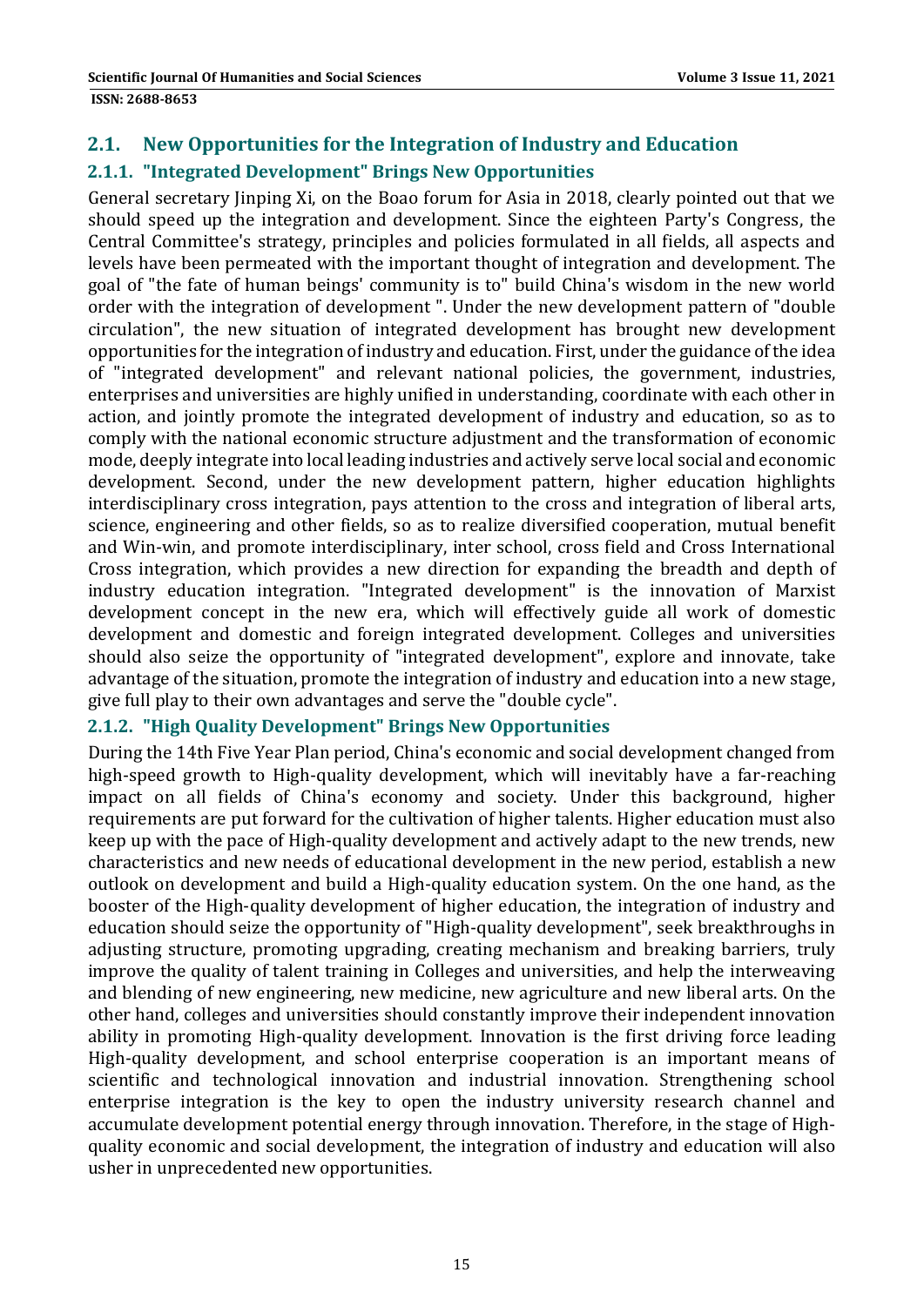## 2.1. New Opportunities for the Integration of Industry and Education

### 2.1.1. "Integrated Development" Brings New Opportunities

General secretary Jinping Xi, on the Boao forum for Asia in 2018, clearly pointed out that we should speed up the integration and development. Since the eighteen Party's Congress, the Central Committee's strategy, principles and policies formulated in all fields, all aspects and levels have been permeated with the important thought of integration and development. The goal of "the fate of human beings' community is to" build China's wisdom in the new world order with the integration of development ". Under the new development pattern of "double circulation", the new situation of integrated development has brought new development opportunities for the integration of industry and education. First, under the guidance of the idea of "integrated development" and relevant national policies, the government, industries, enterprises and universities are highly unified in understanding, coordinate with each other in action, and jointly promote the integrated development of industry and education, so as to comply with the national economic structure adjustment and the transformation of economic mode, deeply integrate into local leading industries and actively serve local social and economic development. Second, under the new development pattern, higher education highlights interdisciplinary cross integration, pays attention to the cross and integration of liberal arts, science, engineering and other fields, so as to realize diversified cooperation, mutual benefit and Win-win, and promote interdisciplinary, inter school, cross field and Cross International Cross integration, which provides a new direction for expanding the breadth and depth of industry education integration. "Integrated development" is the innovation of Marxist development concept in the new era, which will effectively guide all work of domestic development and domestic and foreign integrated development. Colleges and universities should also seize the opportunity of "integrated development", explore and innovate, take advantage of the situation, promote the integration of industry and education into a new stage, give full play to their own advantages and serve the "double cycle".

### 2.1.2. "High Quality Development" Brings New Opportunities

During the 14th Five Year Plan period, China's economic and social development changed from high-speed growth to High-quality development, which will inevitably have a far-reaching impact on all fields of China's economy and society. Under this background, higher requirements are put forward for the cultivation of higher talents. Higher education must also keep up with the pace of High-quality development and actively adapt to the new trends, new characteristics and new needs of educational development in the new period, establish a new outlook on development and build a High-quality education system. On the one hand, as the booster of the High-quality development of higher education, the integration of industry and education should seize the opportunity of "High-quality development", seek breakthroughs in adjusting structure, promoting upgrading, creating mechanism and breaking barriers, truly improve the quality of talent training in Colleges and universities, and help the interweaving and blending of new engineering, new medicine, new agriculture and new liberal arts. On the other hand, colleges and universities should constantly improve their independent innovation ability in promoting High-quality development. Innovation is the first driving force leading High-quality development, and school enterprise cooperation is an important means of scientific and technological innovation and industrial innovation. Strengthening school enterprise integration is the key to open the industry university research channel and accumulate development potential energy through innovation. Therefore, in the stage of High-quality economic and social development, the integration of industry and education will also usher in unprecedented new opportunities.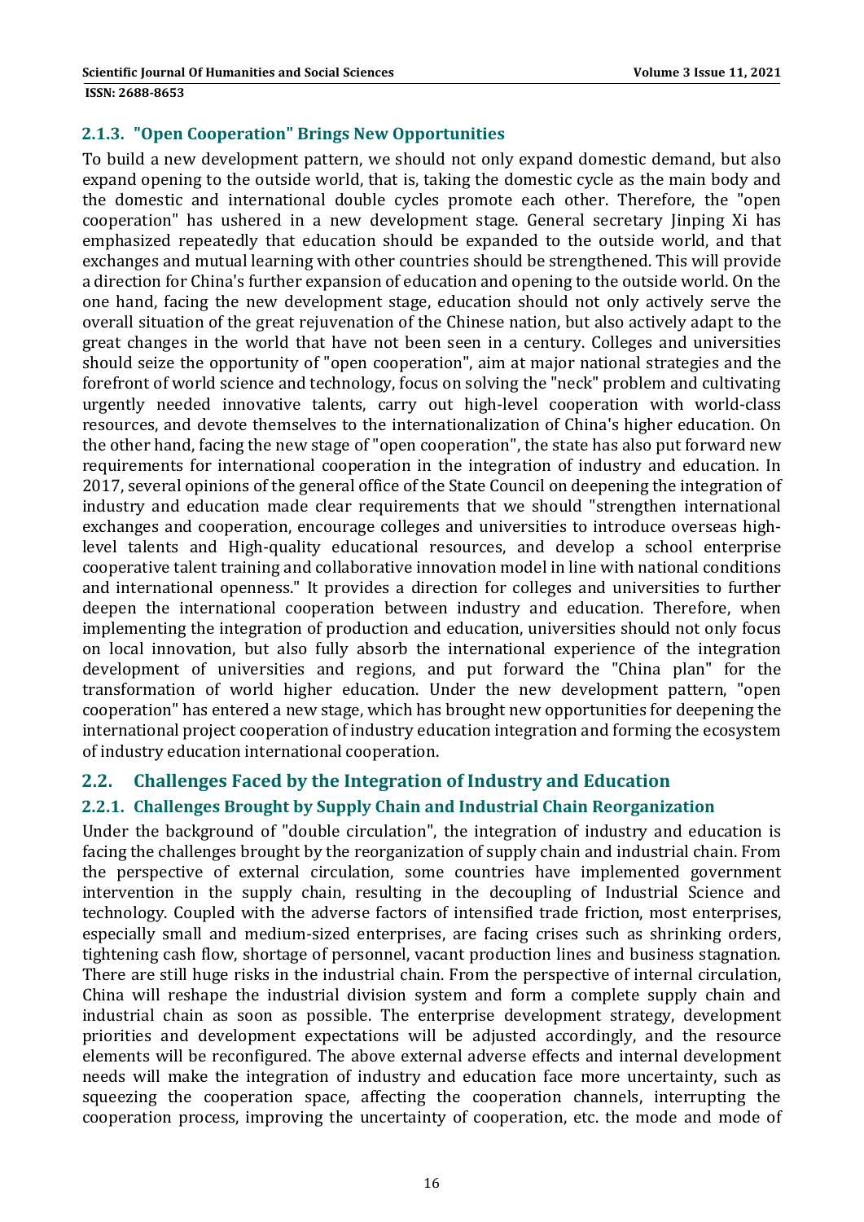### 2.1.3. "Open Cooperation" Brings New Opportunities

To build a new development pattern, we should not only expand domestic demand, but also expand opening to the outside world, that is, taking the domestic cycle as the main body and the domestic and international double cycles promote each other. Therefore, the "open cooperation" has ushered in a new development stage. General secretary Jinping Xi has emphasized repeatedly that education should be expanded to the outside world, and that exchanges and mutual learning with other countries should be strengthened. This will provide a direction for China's further expansion of education and opening to the outside world. On the one hand, facing the new development stage, education should not only actively serve the overall situation of the great rejuvenation of the Chinese nation, but also actively adapt to the great changes in the world that have not been seen in a century. Colleges and universities should seize the opportunity of "open cooperation", aim at major national strategies and the forefront of world science and technology, focus on solving the "neck" problem and cultivating urgently needed innovative talents, carry out high-level cooperation with world-class resources, and devote themselves to the internationalization of China's higher education. On the other hand, facing the new stage of "open cooperation", the state has also put forward new requirements for international cooperation in the integration of industry and education. In 2017, several opinions of the general office of the State Council on deepening the integration of industry and education made clear requirements that we should "strengthen international exchanges and cooperation, encourage colleges and universities to introduce overseas high-level talents and High-quality educational resources, and develop a school enterprise cooperative talent training and collaborative innovation model in line with national conditions and international openness." It provides a direction for colleges and universities to further deepen the international cooperation between industry and education. Therefore, when implementing the integration of production and education, universities should not only focus on local innovation, but also fully absorb the international experience of the integration development of universities and regions, and put forward the "China plan" for the transformation of world higher education. Under the new development pattern, "open cooperation" has entered a new stage, which has brought new opportunities for deepening the international project cooperation of industry education integration and forming the ecosystem of industry education international cooperation.

## 2.2. Challenges Faced by the Integration of Industry and Education

### 2.2.1. Challenges Brought by Supply Chain and Industrial Chain Reorganization

Under the background of "double circulation", the integration of industry and education is facing the challenges brought by the reorganization of supply chain and industrial chain. From the perspective of external circulation, some countries have implemented government intervention in the supply chain, resulting in the decoupling of Industrial Science and technology. Coupled with the adverse factors of intensified trade friction, most enterprises, especially small and medium-sized enterprises, are facing crises such as shrinking orders, tightening cash flow, shortage of personnel, vacant production lines and business stagnation. There are still huge risks in the industrial chain. From the perspective of internal circulation, China will reshape the industrial division system and form a complete supply chain and industrial chain as soon as possible. The enterprise development strategy, development priorities and development expectations will be adjusted accordingly, and the resource elements will be reconfigured. The above external adverse effects and internal development needs will make the integration of industry and education face more uncertainty, such as squeezing the cooperation space, affecting the cooperation channels, interrupting the cooperation process, improving the uncertainty of cooperation, etc. the mode and mode of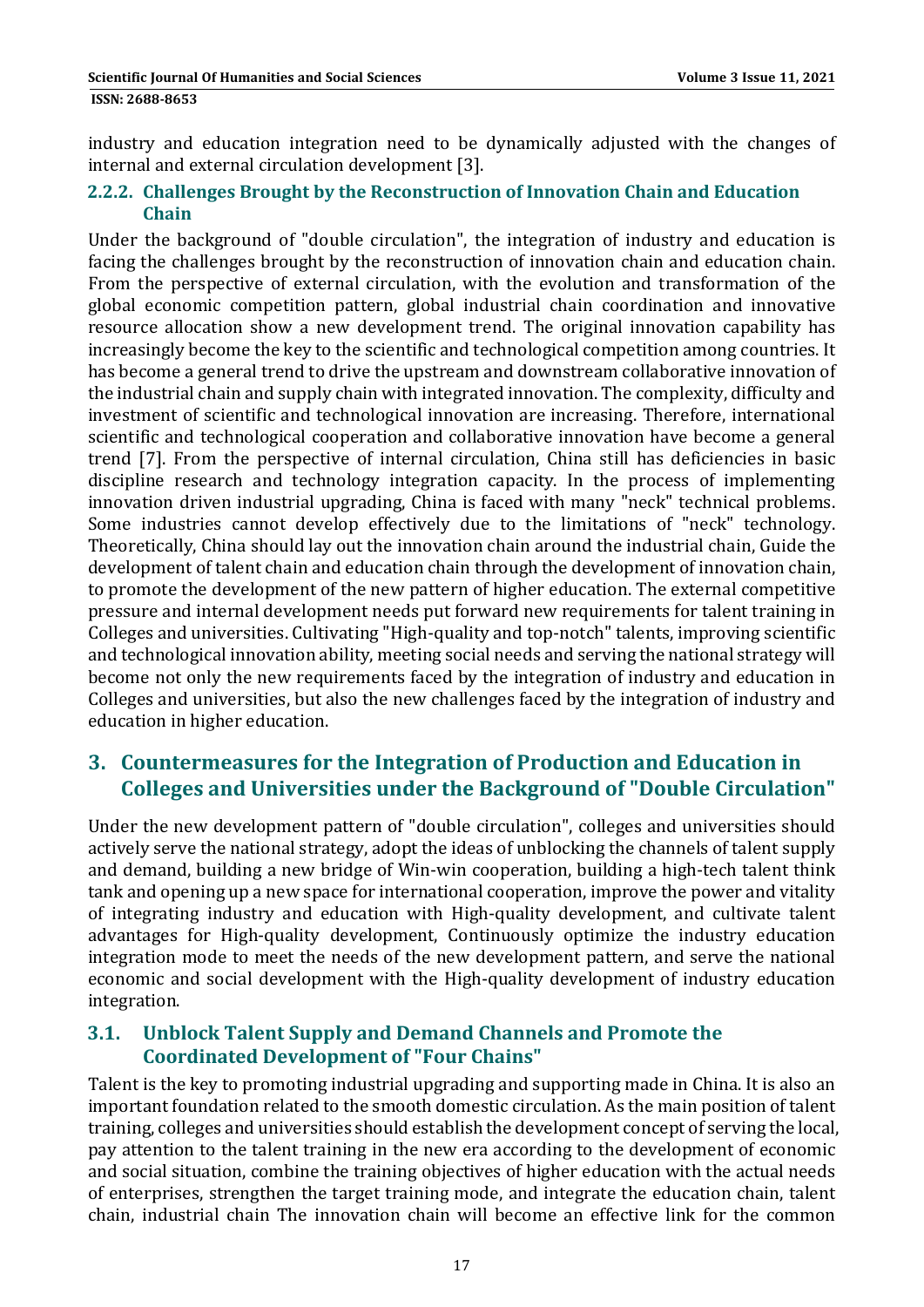industry and education integration need to be dynamically adjusted with the changes of internal and external circulation development [3].

#### 2.2.2. Challenges Brought by the Reconstruction of Innovation Chain and Education Chain

Under the background of "double circulation", the integration of industry and education is facing the challenges brought by the reconstruction of innovation chain and education chain. From the perspective of external circulation, with the evolution and transformation of the global economic competition pattern, global industrial chain coordination and innovative resource allocation show a new development trend. The original innovation capability has increasingly become the key to the scientific and technological competition among countries. It has become a general trend to drive the upstream and downstream collaborative innovation of the industrial chain and supply chain with integrated innovation. The complexity, difficulty and investment of scientific and technological innovation are increasing. Therefore, international scientific and technological cooperation and collaborative innovation have become a general trend [7]. From the perspective of internal circulation, China still has deficiencies in basic discipline research and technology integration capacity. In the process of implementing innovation driven industrial upgrading, China is faced with many "neck" technical problems. Some industries cannot develop effectively due to the limitations of "neck" technology. Theoretically, China should lay out the innovation chain around the industrial chain, Guide the development of talent chain and education chain through the development of innovation chain, to promote the development of the new pattern of higher education. The external competitive pressure and internal development needs put forward new requirements for talent training in Colleges and universities. Cultivating "High-quality and top-notch" talents, improving scientific and technological innovation ability, meeting social needs and serving the national strategy will become not only the new requirements faced by the integration of industry and education in Colleges and universities, but also the new challenges faced by the integration of industry and education in higher education.

## 3. Countermeasures for the Integration of Production and Education in Colleges and Universities under the Background of "Double Circulation"

Under the new development pattern of "double circulation", colleges and universities should actively serve the national strategy, adopt the ideas of unblocking the channels of talent supply and demand, building a new bridge of Win-win cooperation, building a high-tech talent think tank and opening up a new space for international cooperation, improve the power and vitality of integrating industry and education with High-quality development, and cultivate talent advantages for High-quality development, Continuously optimize the industry education integration mode to meet the needs of the new development pattern, and serve the national economic and social development with the High-quality development of industry education integration.

### 3.1. Unblock Talent Supply and Demand Channels and Promote the Coordinated Development of "Four Chains"

Talent is the key to promoting industrial upgrading and supporting made in China. It is also an important foundation related to the smooth domestic circulation. As the main position of talent training, colleges and universities should establish the development concept of serving the local, pay attention to the talent training in the new era according to the development of economic and social situation, combine the training objectives of higher education with the actual needs of enterprises, strengthen the target training mode, and integrate the education chain, talent chain, industrial chain The innovation chain will become an effective link for the common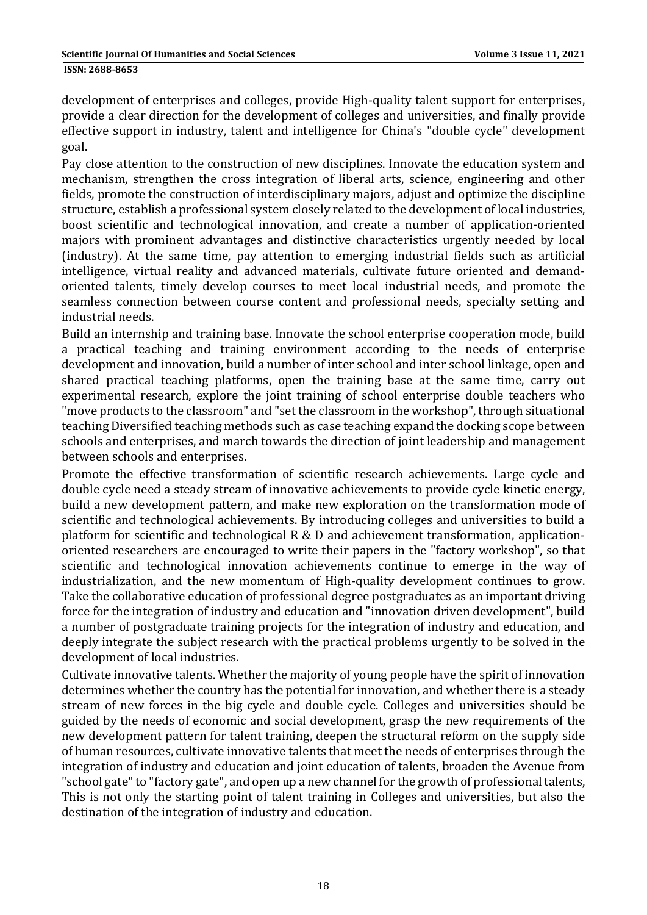development of enterprises and colleges, provide High-quality talent support for enterprises, provide a clear direction for the development of colleges and universities, and finally provide effective support in industry, talent and intelligence for China's "double cycle" development goal.

Pay close attention to the construction of new disciplines. Innovate the education system and mechanism, strengthen the cross integration of liberal arts, science, engineering and other fields, promote the construction of interdisciplinary majors, adjust and optimize the discipline structure, establish a professional system closely related to the development of local industries, boost scientific and technological innovation, and create a number of application-oriented majors with prominent advantages and distinctive characteristics urgently needed by local (industry). At the same time, pay attention to emerging industrial fields such as artificial intelligence, virtual reality and advanced materials, cultivate future oriented and demand-oriented talents, timely develop courses to meet local industrial needs, and promote the seamless connection between course content and professional needs, specialty setting and industrial needs.

Build an internship and training base. Innovate the school enterprise cooperation mode, build a practical teaching and training environment according to the needs of enterprise development and innovation, build a number of inter school and inter school linkage, open and shared practical teaching platforms, open the training base at the same time, carry out experimental research, explore the joint training of school enterprise double teachers who "move products to the classroom" and "set the classroom in the workshop", through situational teaching Diversified teaching methods such as case teaching expand the docking scope between schools and enterprises, and march towards the direction of joint leadership and management between schools and enterprises.

Promote the effective transformation of scientific research achievements. Large cycle and double cycle need a steady stream of innovative achievements to provide cycle kinetic energy, build a new development pattern, and make new exploration on the transformation mode of scientific and technological achievements. By introducing colleges and universities to build a platform for scientific and technological R & D and achievement transformation, application-oriented researchers are encouraged to write their papers in the "factory workshop", so that scientific and technological innovation achievements continue to emerge in the way of industrialization, and the new momentum of High-quality development continues to grow. Take the collaborative education of professional degree postgraduates as an important driving force for the integration of industry and education and "innovation driven development", build a number of postgraduate training projects for the integration of industry and education, and deeply integrate the subject research with the practical problems urgently to be solved in the development of local industries.

Cultivate innovative talents. Whether the majority of young people have the spirit of innovation determines whether the country has the potential for innovation, and whether there is a steady stream of new forces in the big cycle and double cycle. Colleges and universities should be guided by the needs of economic and social development, grasp the new requirements of the new development pattern for talent training, deepen the structural reform on the supply side of human resources, cultivate innovative talents that meet the needs of enterprises through the integration of industry and education and joint education of talents, broaden the Avenue from "school gate" to "factory gate", and open up a new channel for the growth of professional talents, This is not only the starting point of talent training in Colleges and universities, but also the destination of the integration of industry and education.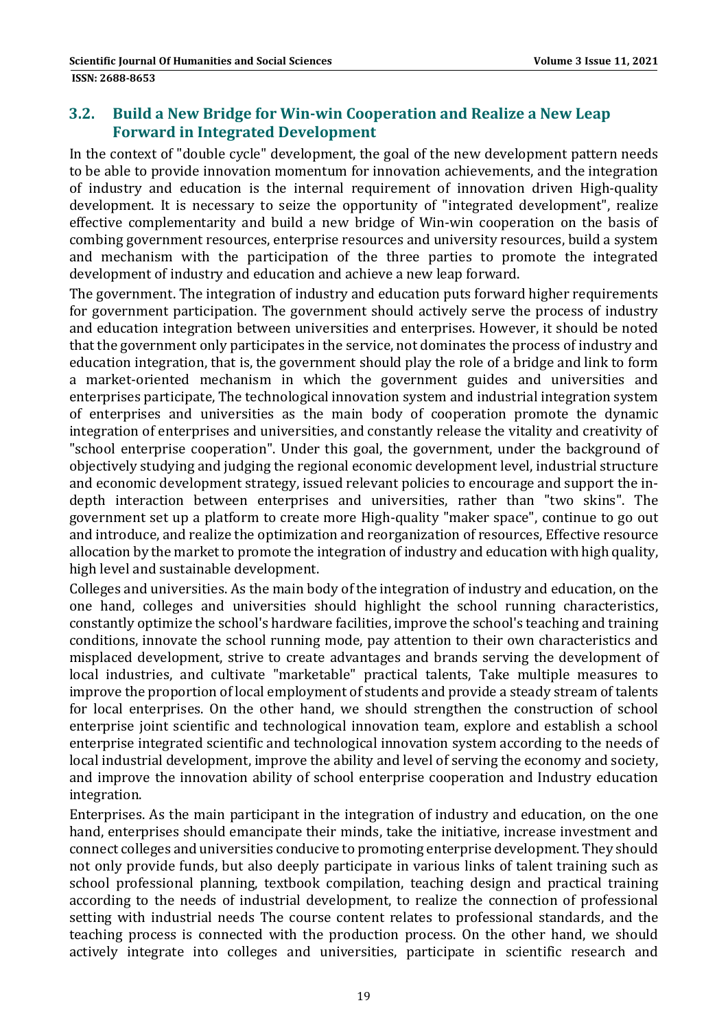### 3.2. Build a New Bridge for Win-win Cooperation and Realize a New Leap Forward in Integrated Development

In the context of "double cycle" development, the goal of the new development pattern needs to be able to provide innovation momentum for innovation achievements, and the integration of industry and education is the internal requirement of innovation driven High-quality development. It is necessary to seize the opportunity of "integrated development", realize effective complementarity and build a new bridge of Win-win cooperation on the basis of combing government resources, enterprise resources and university resources, build a system and mechanism with the participation of the three parties to promote the integrated development of industry and education and achieve a new leap forward.

The government. The integration of industry and education puts forward higher requirements for government participation. The government should actively serve the process of industry and education integration between universities and enterprises. However, it should be noted that the government only participates in the service, not dominates the process of industry and education integration, that is, the government should play the role of a bridge and link to form a market-oriented mechanism in which the government guides and universities and enterprises participate, The technological innovation system and industrial integration system of enterprises and universities as the main body of cooperation promote the dynamic integration of enterprises and universities, and constantly release the vitality and creativity of "school enterprise cooperation". Under this goal, the government, under the background of objectively studying and judging the regional economic development level, industrial structure and economic development strategy, issued relevant policies to encourage and support the in-depth interaction between enterprises and universities, rather than "two skins". The government set up a platform to create more High-quality "maker space", continue to go out and introduce, and realize the optimization and reorganization of resources, Effective resource allocation by the market to promote the integration of industry and education with high quality, high level and sustainable development.

Colleges and universities. As the main body of the integration of industry and education, on the one hand, colleges and universities should highlight the school running characteristics, constantly optimize the school's hardware facilities, improve the school's teaching and training conditions, innovate the school running mode, pay attention to their own characteristics and misplaced development, strive to create advantages and brands serving the development of local industries, and cultivate "marketable" practical talents, Take multiple measures to improve the proportion of local employment of students and provide a steady stream of talents for local enterprises. On the other hand, we should strengthen the construction of school enterprise joint scientific and technological innovation team, explore and establish a school enterprise integrated scientific and technological innovation system according to the needs of local industrial development, improve the ability and level of serving the economy and society, and improve the innovation ability of school enterprise cooperation and Industry education integration.

Enterprises. As the main participant in the integration of industry and education, on the one hand, enterprises should emancipate their minds, take the initiative, increase investment and connect colleges and universities conducive to promoting enterprise development. They should not only provide funds, but also deeply participate in various links of talent training such as school professional planning, textbook compilation, teaching design and practical training according to the needs of industrial development, to realize the connection of professional setting with industrial needs The course content relates to professional standards, and the teaching process is connected with the production process. On the other hand, we should actively integrate into colleges and universities, participate in scientific research and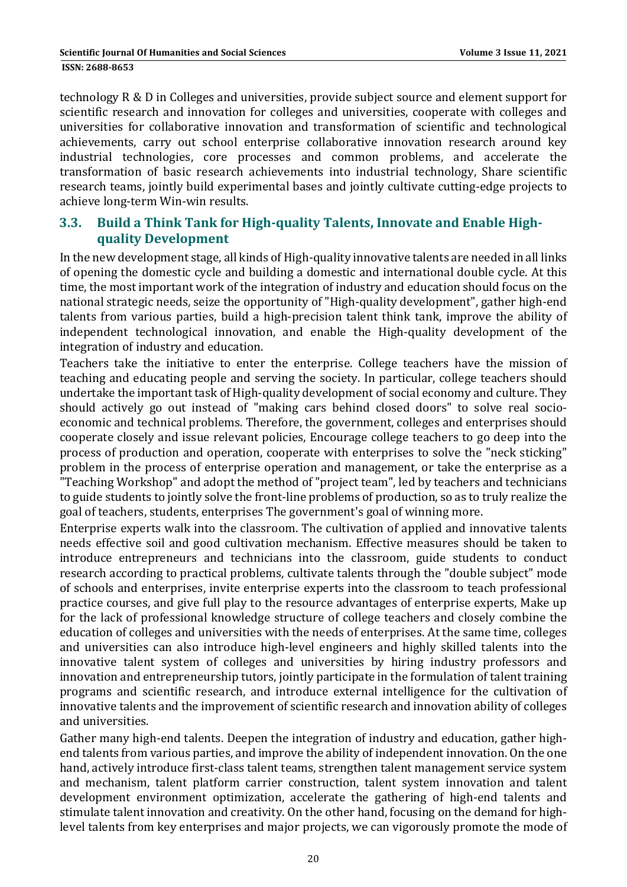technology R & D in Colleges and universities, provide subject source and element support for scientific research and innovation for colleges and universities, cooperate with colleges and universities for collaborative innovation and transformation of scientific and technological achievements, carry out school enterprise collaborative innovation research around key industrial technologies, core processes and common problems, and accelerate the transformation of basic research achievements into industrial technology, Share scientific research teams, jointly build experimental bases and jointly cultivate cutting-edge projects to achieve long-term Win-win results.

### 3.3. Build a Think Tank for High-quality Talents, Innovate and Enable High-quality Development

In the new development stage, all kinds of High-quality innovative talents are needed in all links of opening the domestic cycle and building a domestic and international double cycle. At this time, the most important work of the integration of industry and education should focus on the national strategic needs, seize the opportunity of "High-quality development", gather high-end talents from various parties, build a high-precision talent think tank, improve the ability of independent technological innovation, and enable the High-quality development of the integration of industry and education.

Teachers take the initiative to enter the enterprise. College teachers have the mission of teaching and educating people and serving the society. In particular, college teachers should undertake the important task of High-quality development of social economy and culture. They should actively go out instead of "making cars behind closed doors" to solve real socio-economic and technical problems. Therefore, the government, colleges and enterprises should cooperate closely and issue relevant policies, Encourage college teachers to go deep into the process of production and operation, cooperate with enterprises to solve the "neck sticking" problem in the process of enterprise operation and management, or take the enterprise as a "Teaching Workshop" and adopt the method of "project team", led by teachers and technicians to guide students to jointly solve the front-line problems of production, so as to truly realize the goal of teachers, students, enterprises The government's goal of winning more.

Enterprise experts walk into the classroom. The cultivation of applied and innovative talents needs effective soil and good cultivation mechanism. Effective measures should be taken to introduce entrepreneurs and technicians into the classroom, guide students to conduct research according to practical problems, cultivate talents through the "double subject" mode of schools and enterprises, invite enterprise experts into the classroom to teach professional practice courses, and give full play to the resource advantages of enterprise experts, Make up for the lack of professional knowledge structure of college teachers and closely combine the education of colleges and universities with the needs of enterprises. At the same time, colleges and universities can also introduce high-level engineers and highly skilled talents into the innovative talent system of colleges and universities by hiring industry professors and innovation and entrepreneurship tutors, jointly participate in the formulation of talent training programs and scientific research, and introduce external intelligence for the cultivation of innovative talents and the improvement of scientific research and innovation ability of colleges and universities.

Gather many high-end talents. Deepen the integration of industry and education, gather high-end talents from various parties, and improve the ability of independent innovation. On the one hand, actively introduce first-class talent teams, strengthen talent management service system and mechanism, talent platform carrier construction, talent system innovation and talent development environment optimization, accelerate the gathering of high-end talents and stimulate talent innovation and creativity. On the other hand, focusing on the demand for high-level talents from key enterprises and major projects, we can vigorously promote the mode of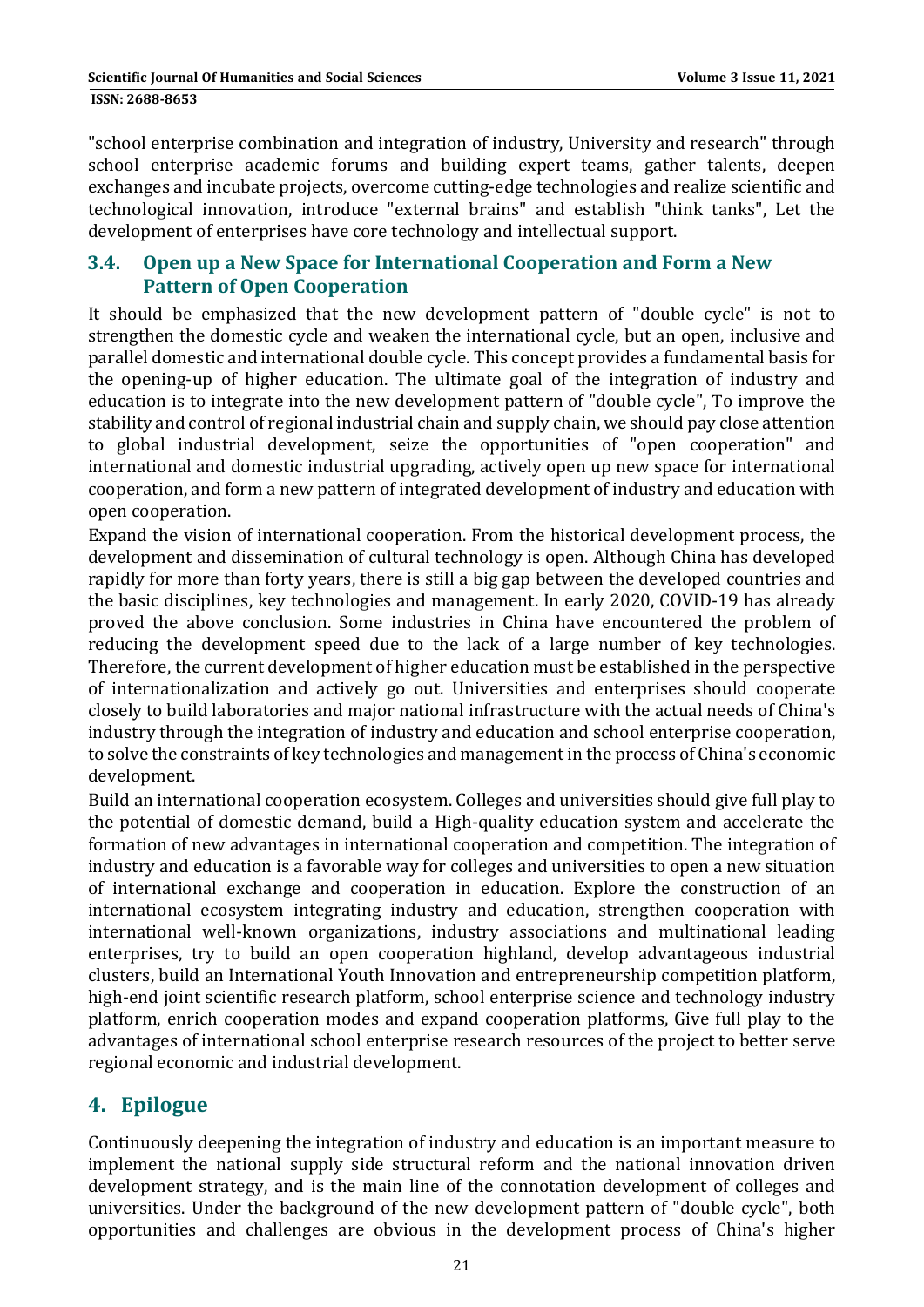"school enterprise combination and integration of industry, University and research" through school enterprise academic forums and building expert teams, gather talents, deepen exchanges and incubate projects, overcome cutting-edge technologies and realize scientific and technological innovation, introduce "external brains" and establish "think tanks", Let the development of enterprises have core technology and intellectual support.

### 3.4. Open up a New Space for International Cooperation and Form a New Pattern of Open Cooperation

It should be emphasized that the new development pattern of "double cycle" is not to strengthen the domestic cycle and weaken the international cycle, but an open, inclusive and parallel domestic and international double cycle. This concept provides a fundamental basis for the opening-up of higher education. The ultimate goal of the integration of industry and education is to integrate into the new development pattern of "double cycle", To improve the stability and control of regional industrial chain and supply chain, we should pay close attention to global industrial development, seize the opportunities of "open cooperation" and international and domestic industrial upgrading, actively open up new space for international cooperation, and form a new pattern of integrated development of industry and education with open cooperation.

Expand the vision of international cooperation. From the historical development process, the development and dissemination of cultural technology is open. Although China has developed rapidly for more than forty years, there is still a big gap between the developed countries and the basic disciplines, key technologies and management. In early 2020, COVID-19 has already proved the above conclusion. Some industries in China have encountered the problem of reducing the development speed due to the lack of a large number of key technologies. Therefore, the current development of higher education must be established in the perspective of internationalization and actively go out. Universities and enterprises should cooperate closely to build laboratories and major national infrastructure with the actual needs of China's industry through the integration of industry and education and school enterprise cooperation, to solve the constraints of key technologies and management in the process of China's economic development.

Build an international cooperation ecosystem. Colleges and universities should give full play to the potential of domestic demand, build a High-quality education system and accelerate the formation of new advantages in international cooperation and competition. The integration of industry and education is a favorable way for colleges and universities to open a new situation of international exchange and cooperation in education. Explore the construction of an international ecosystem integrating industry and education, strengthen cooperation with international well-known organizations, industry associations and multinational leading enterprises, try to build an open cooperation highland, develop advantageous industrial clusters, build an International Youth Innovation and entrepreneurship competition platform, high-end joint scientific research platform, school enterprise science and technology industry platform, enrich cooperation modes and expand cooperation platforms, Give full play to the advantages of international school enterprise research resources of the project to better serve regional economic and industrial development.

## 4. Epilogue

Continuously deepening the integration of industry and education is an important measure to implement the national supply side structural reform and the national innovation driven development strategy, and is the main line of the connotation development of colleges and universities. Under the background of the new development pattern of "double cycle", both opportunities and challenges are obvious in the development process of China's higher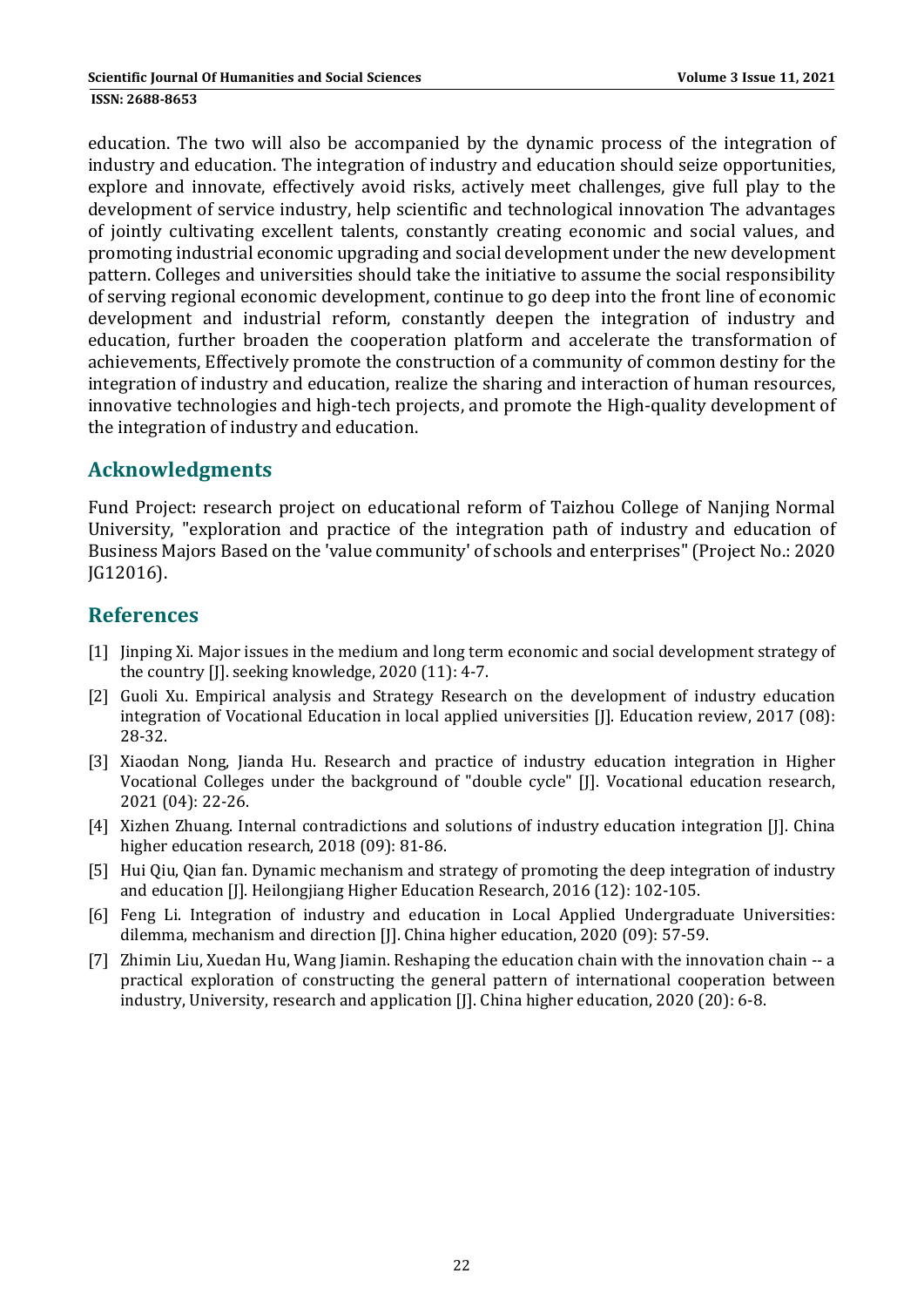education. The two will also be accompanied by the dynamic process of the integration of industry and education. The integration of industry and education should seize opportunities, explore and innovate, effectively avoid risks, actively meet challenges, give full play to the development of service industry, help scientific and technological innovation The advantages of jointly cultivating excellent talents, constantly creating economic and social values, and promoting industrial economic upgrading and social development under the new development pattern. Colleges and universities should take the initiative to assume the social responsibility of serving regional economic development, continue to go deep into the front line of economic development and industrial reform, constantly deepen the integration of industry and education, further broaden the cooperation platform and accelerate the transformation of achievements, Effectively promote the construction of a community of common destiny for the integration of industry and education, realize the sharing and interaction of human resources, innovative technologies and high-tech projects, and promote the High-quality development of the integration of industry and education.

## Acknowledgments

Fund Project: research project on educational reform of Taizhou College of Nanjing Normal University, "exploration and practice of the integration path of industry and education of Business Majors Based on the 'value community' of schools and enterprises" (Project No.: 2020 JG12016).

## References

[1] Jinping Xi. Major issues in the medium and long term economic and social development strategy of the country [J]. seeking knowledge, 2020 (11): 4-7.

[2] Guoli Xu. Empirical analysis and Strategy Research on the development of industry education integration of Vocational Education in local applied universities [J]. Education review, 2017 (08): 28-32.

[3] Xiaodan Nong, Jianda Hu. Research and practice of industry education integration in Higher Vocational Colleges under the background of "double cycle" [J]. Vocational education research, 2021 (04): 22-26.

[4] Xizhen Zhuang. Internal contradictions and solutions of industry education integration [J]. China higher education research, 2018 (09): 81-86.

[5] Hui Qiu, Qian fan. Dynamic mechanism and strategy of promoting the deep integration of industry and education [J]. Heilongjiang Higher Education Research, 2016 (12): 102-105.

[6] Feng Li. Integration of industry and education in Local Applied Undergraduate Universities: dilemma, mechanism and direction [J]. China higher education, 2020 (09): 57-59.

[7] Zhimin Liu, Xuedan Hu, Wang Jiamin. Reshaping the education chain with the innovation chain -- a practical exploration of constructing the general pattern of international cooperation between industry, University, research and application [J]. China higher education, 2020 (20): 6-8.